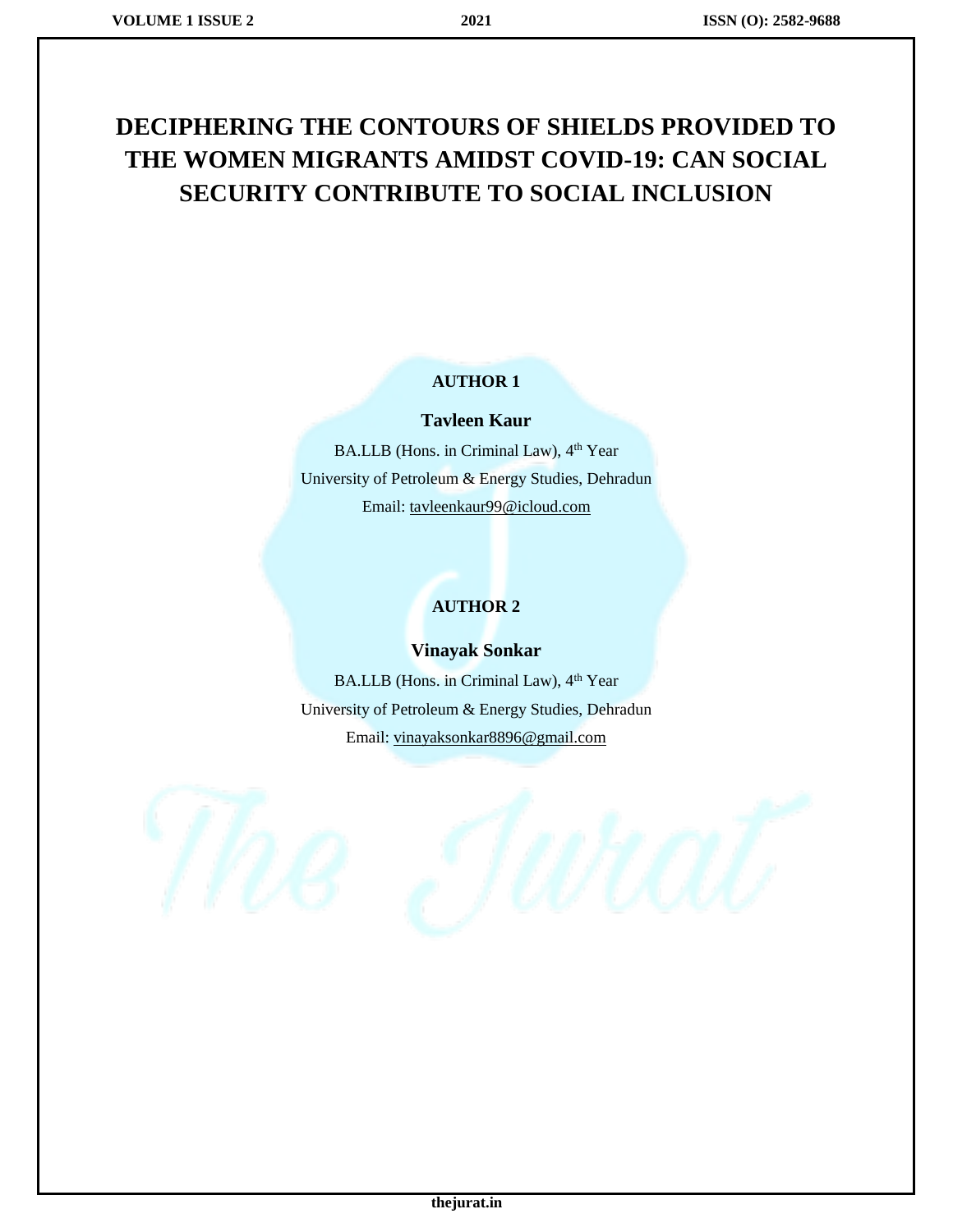# DECIPHERING THE CONTOURS OF SHIELDS PROVIDED TO THE WOMEN MIGRANTS AMIDST COVID-19: CAN SOCIAL SECURITY CONTRIBUTE TO SOCIAL INCLUSION

**AUTHOR 1**

**Tavleen Kaur**

BA.LLB (Hons. in Criminal Law), 4th Year

University of Petroleum & Energy Studies, Dehradun

Email: tavleenkaur99@icloud.com

**AUTHOR 2**

**Vinayak Sonkar**

BA.LLB (Hons. in Criminal Law), 4th Year

University of Petroleum & Energy Studies, Dehradun

Email: vinayaksonkar8896@gmail.com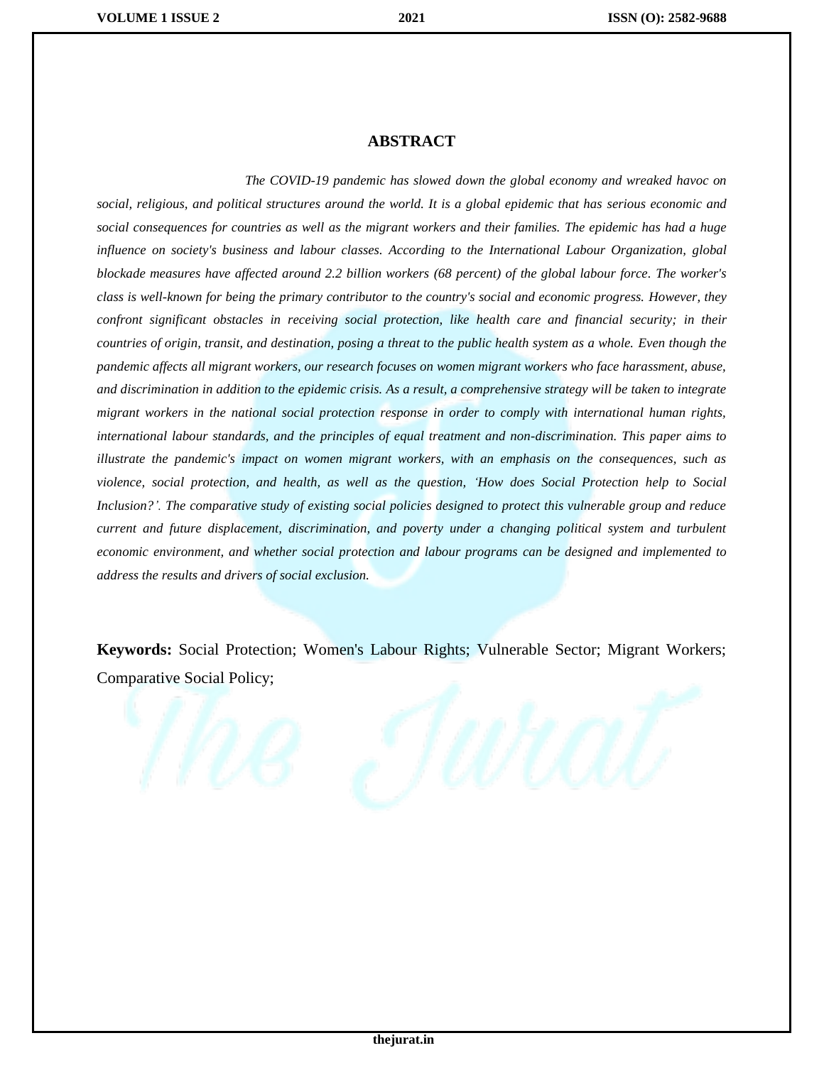## ABSTRACT

*The COVID-19 pandemic has slowed down the global economy and wreaked havoc on social, religious, and political structures around the world. It is a global epidemic that has serious economic and social consequences for countries as well as the migrant workers and their families. The epidemic has had a huge influence on society's business and labour classes. According to the International Labour Organization, global blockade measures have affected around 2.2 billion workers (68 percent) of the global labour force. The worker's class is well-known for being the primary contributor to the country's social and economic progress. However, they confront significant obstacles in receiving social protection, like health care and financial security; in their countries of origin, transit, and destination, posing a threat to the public health system as a whole. Even though the pandemic affects all migrant workers, our research focuses on women migrant workers who face harassment, abuse, and discrimination in addition to the epidemic crisis. As a result, a comprehensive strategy will be taken to integrate migrant workers in the national social protection response in order to comply with international human rights, international labour standards, and the principles of equal treatment and non-discrimination. This paper aims to illustrate the pandemic's impact on women migrant workers, with an emphasis on the consequences, such as violence, social protection, and health, as well as the question, 'How does Social Protection help to Social Inclusion?'. The comparative study of existing social policies designed to protect this vulnerable group and reduce current and future displacement, discrimination, and poverty under a changing political system and turbulent economic environment, and whether social protection and labour programs can be designed and implemented to address the results and drivers of social exclusion.*

**Keywords:** Social Protection; Women's Labour Rights; Vulnerable Sector; Migrant Workers; Comparative Social Policy;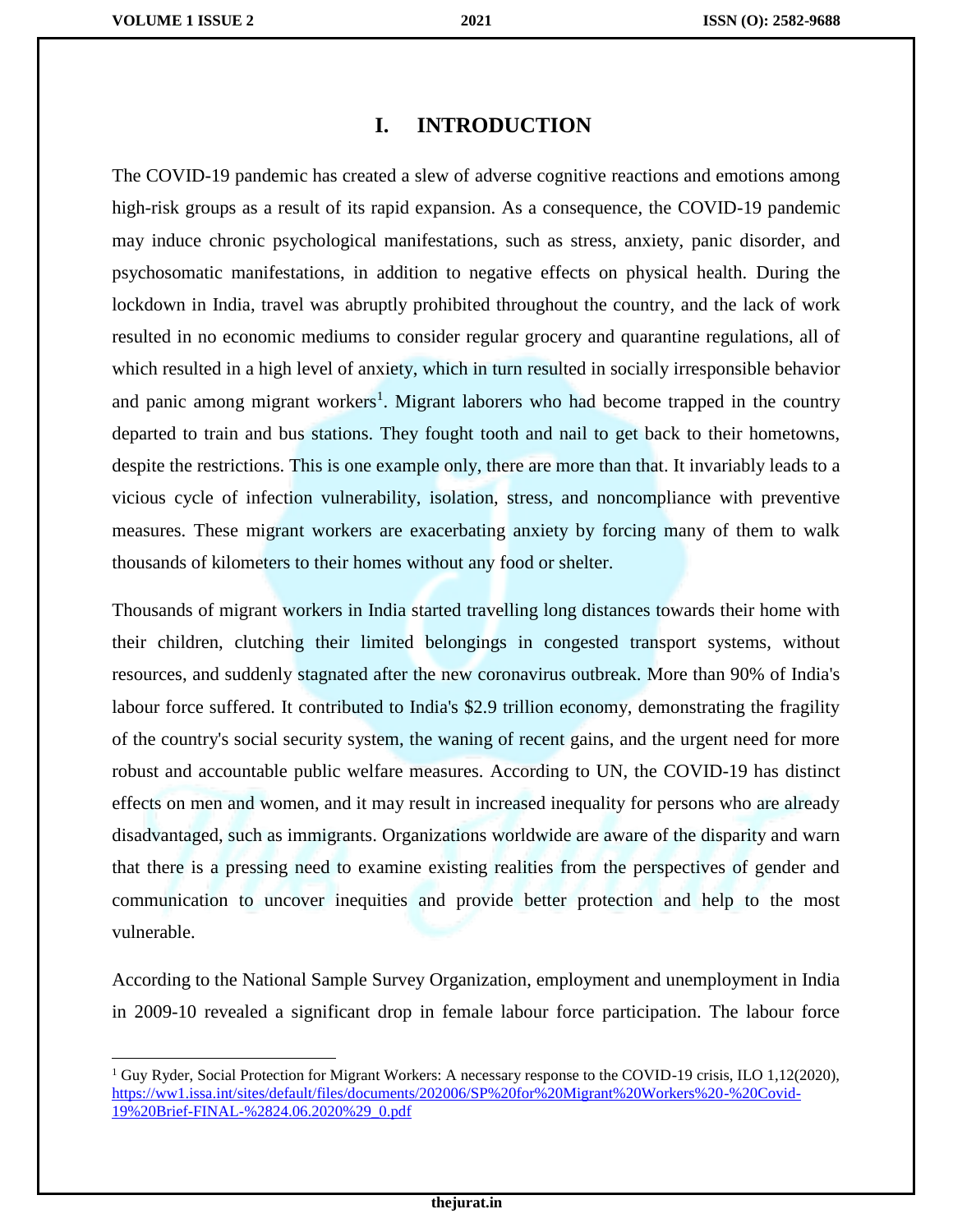# I. INTRODUCTION

The COVID-19 pandemic has created a slew of adverse cognitive reactions and emotions among high-risk groups as a result of its rapid expansion. As a consequence, the COVID-19 pandemic may induce chronic psychological manifestations, such as stress, anxiety, panic disorder, and psychosomatic manifestations, in addition to negative effects on physical health. During the lockdown in India, travel was abruptly prohibited throughout the country, and the lack of work resulted in no economic mediums to consider regular grocery and quarantine regulations, all of which resulted in a high level of anxiety, which in turn resulted in socially irresponsible behavior and panic among migrant workers[1]. Migrant laborers who had become trapped in the country departed to train and bus stations. They fought tooth and nail to get back to their hometowns, despite the restrictions. This is one example only, there are more than that. It invariably leads to a vicious cycle of infection vulnerability, isolation, stress, and noncompliance with preventive measures. These migrant workers are exacerbating anxiety by forcing many of them to walk thousands of kilometers to their homes without any food or shelter.

Thousands of migrant workers in India started travelling long distances towards their home with their children, clutching their limited belongings in congested transport systems, without resources, and suddenly stagnated after the new coronavirus outbreak. More than 90% of India's labour force suffered. It contributed to India's $2.9 trillion economy, demonstrating the fragility of the country's social security system, the waning of recent gains, and the urgent need for more robust and accountable public welfare measures. According to UN, the COVID-19 has distinct effects on men and women, and it may result in increased inequality for persons who are already disadvantaged, such as immigrants. Organizations worldwide are aware of the disparity and warn that there is a pressing need to examine existing realities from the perspectives of gender and communication to uncover inequities and provide better protection and help to the most vulnerable.

According to the National Sample Survey Organization, employment and unemployment in India in 2009-10 revealed a significant drop in female labour force participation. The labour force

---

[1] Guy Ryder, Social Protection for Migrant Workers: A necessary response to the COVID-19 crisis, ILO 1,12(2020), https://ww1.issa.int/sites/default/files/documents/202006/SP%20for%20Migrant%20Workers%20-%20Covid-19%20Brief-FINAL-%2824.06.2020%29_0.pdf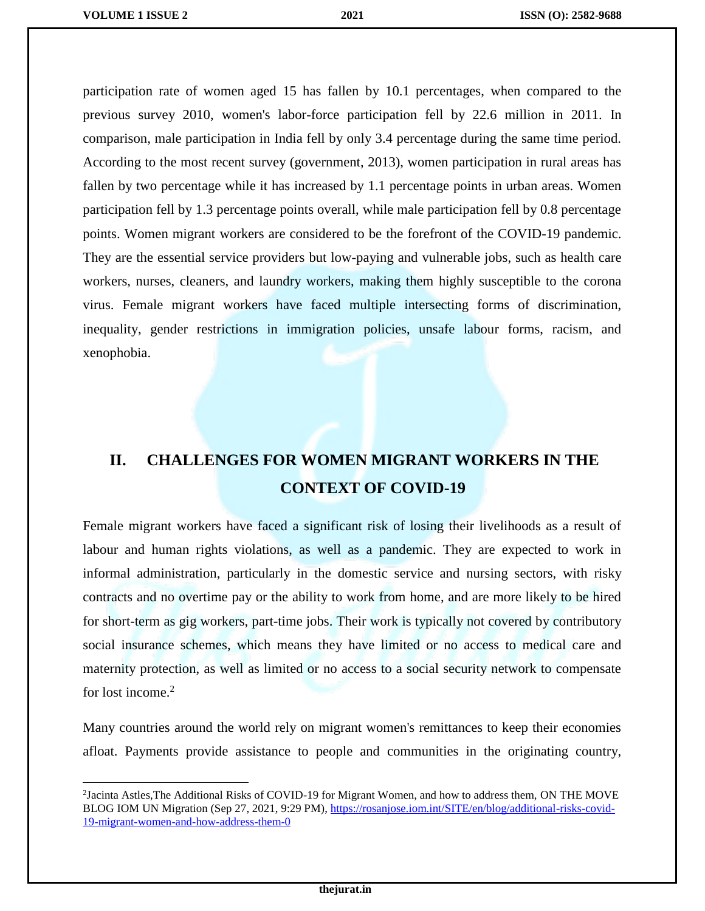participation rate of women aged 15 has fallen by 10.1 percentages, when compared to the previous survey 2010, women's labor-force participation fell by 22.6 million in 2011. In comparison, male participation in India fell by only 3.4 percentage during the same time period. According to the most recent survey (government, 2013), women participation in rural areas has fallen by two percentage while it has increased by 1.1 percentage points in urban areas. Women participation fell by 1.3 percentage points overall, while male participation fell by 0.8 percentage points. Women migrant workers are considered to be the forefront of the COVID-19 pandemic. They are the essential service providers but low-paying and vulnerable jobs, such as health care workers, nurses, cleaners, and laundry workers, making them highly susceptible to the corona virus. Female migrant workers have faced multiple intersecting forms of discrimination, inequality, gender restrictions in immigration policies, unsafe labour forms, racism, and xenophobia.

## II. CHALLENGES FOR WOMEN MIGRANT WORKERS IN THE CONTEXT OF COVID-19

Female migrant workers have faced a significant risk of losing their livelihoods as a result of labour and human rights violations, as well as a pandemic. They are expected to work in informal administration, particularly in the domestic service and nursing sectors, with risky contracts and no overtime pay or the ability to work from home, and are more likely to be hired for short-term as gig workers, part-time jobs. Their work is typically not covered by contributory social insurance schemes, which means they have limited or no access to medical care and maternity protection, as well as limited or no access to a social security network to compensate for lost income.[2]

Many countries around the world rely on migrant women's remittances to keep their economies afloat. Payments provide assistance to people and communities in the originating country,

---

[2] Jacinta Astles,The Additional Risks of COVID-19 for Migrant Women, and how to address them, ON THE MOVE BLOG IOM UN Migration (Sep 27, 2021, 9:29 PM), https://rosanjose.iom.int/SITE/en/blog/additional-risks-covid-19-migrant-women-and-how-address-them-0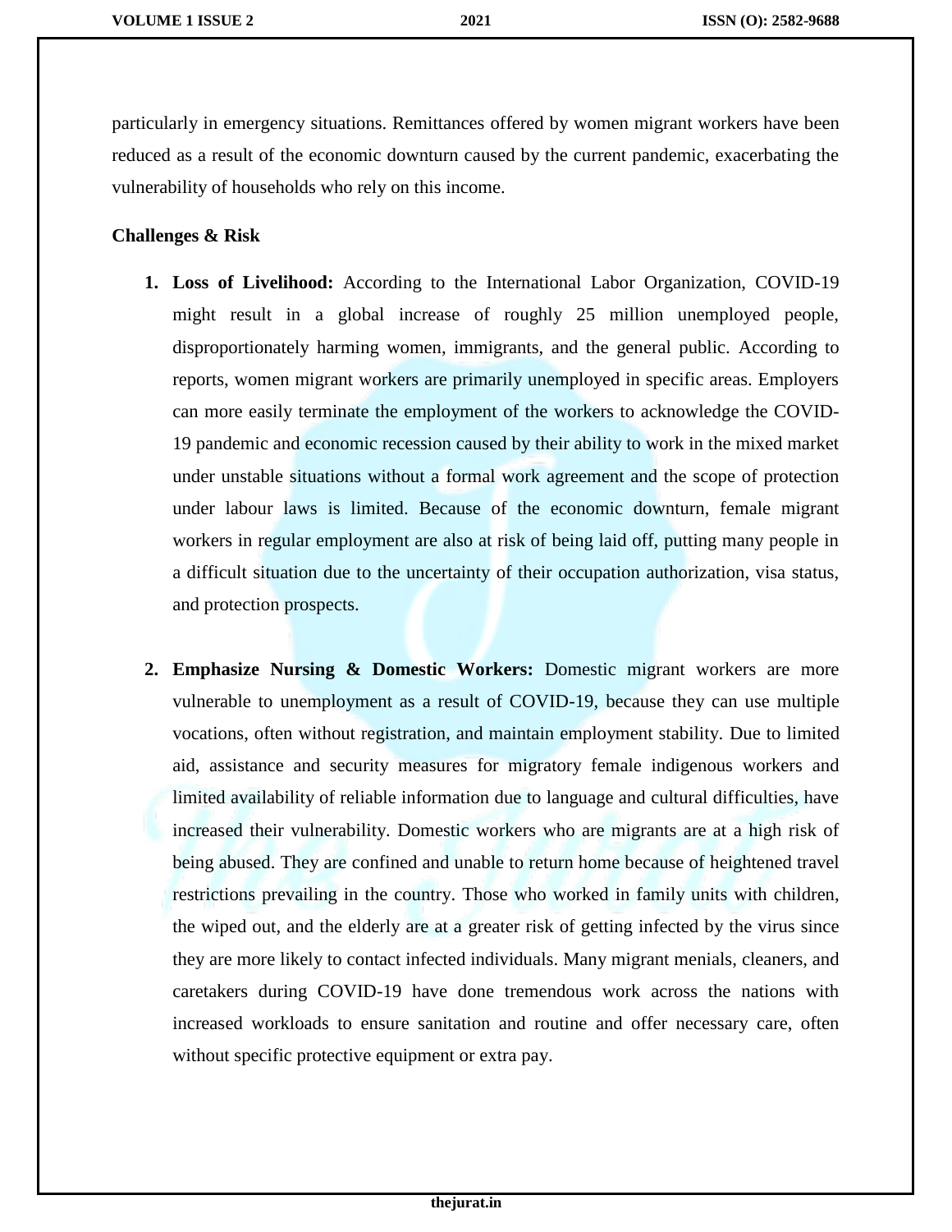particularly in emergency situations. Remittances offered by women migrant workers have been reduced as a result of the economic downturn caused by the current pandemic, exacerbating the vulnerability of households who rely on this income.

**Challenges & Risk**

1. **Loss of Livelihood:** According to the International Labor Organization, COVID-19 might result in a global increase of roughly 25 million unemployed people, disproportionately harming women, immigrants, and the general public. According to reports, women migrant workers are primarily unemployed in specific areas. Employers can more easily terminate the employment of the workers to acknowledge the COVID-19 pandemic and economic recession caused by their ability to work in the mixed market under unstable situations without a formal work agreement and the scope of protection under labour laws is limited. Because of the economic downturn, female migrant workers in regular employment are also at risk of being laid off, putting many people in a difficult situation due to the uncertainty of their occupation authorization, visa status, and protection prospects.

2. **Emphasize Nursing & Domestic Workers:** Domestic migrant workers are more vulnerable to unemployment as a result of COVID-19, because they can use multiple vocations, often without registration, and maintain employment stability. Due to limited aid, assistance and security measures for migratory female indigenous workers and limited availability of reliable information due to language and cultural difficulties, have increased their vulnerability. Domestic workers who are migrants are at a high risk of being abused. They are confined and unable to return home because of heightened travel restrictions prevailing in the country. Those who worked in family units with children, the wiped out, and the elderly are at a greater risk of getting infected by the virus since they are more likely to contact infected individuals. Many migrant menials, cleaners, and caretakers during COVID-19 have done tremendous work across the nations with increased workloads to ensure sanitation and routine and offer necessary care, often without specific protective equipment or extra pay.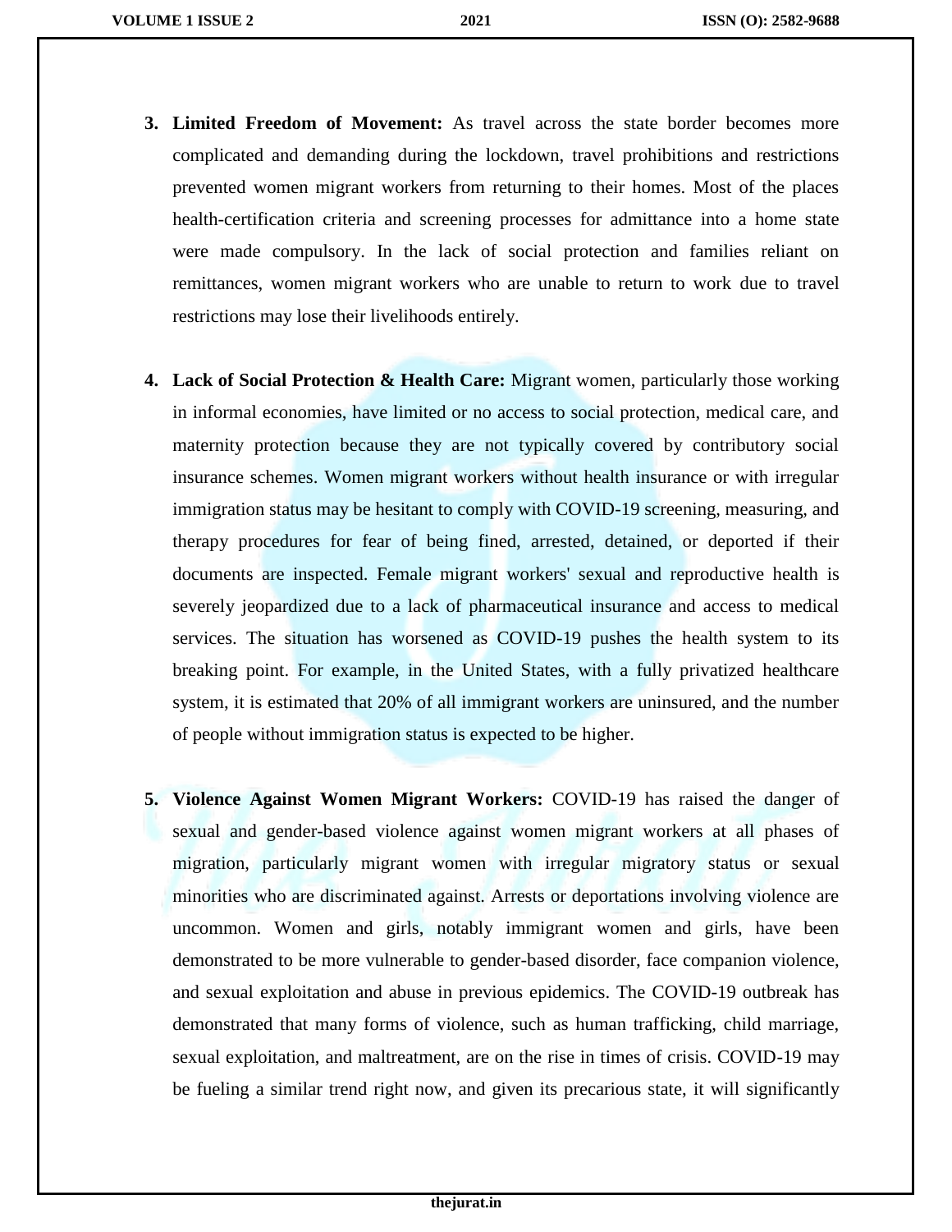3. **Limited Freedom of Movement:** As travel across the state border becomes more complicated and demanding during the lockdown, travel prohibitions and restrictions prevented women migrant workers from returning to their homes. Most of the places health-certification criteria and screening processes for admittance into a home state were made compulsory. In the lack of social protection and families reliant on remittances, women migrant workers who are unable to return to work due to travel restrictions may lose their livelihoods entirely.

4. **Lack of Social Protection & Health Care:** Migrant women, particularly those working in informal economies, have limited or no access to social protection, medical care, and maternity protection because they are not typically covered by contributory social insurance schemes. Women migrant workers without health insurance or with irregular immigration status may be hesitant to comply with COVID-19 screening, measuring, and therapy procedures for fear of being fined, arrested, detained, or deported if their documents are inspected. Female migrant workers' sexual and reproductive health is severely jeopardized due to a lack of pharmaceutical insurance and access to medical services. The situation has worsened as COVID-19 pushes the health system to its breaking point. For example, in the United States, with a fully privatized healthcare system, it is estimated that 20% of all immigrant workers are uninsured, and the number of people without immigration status is expected to be higher.

5. **Violence Against Women Migrant Workers:** COVID-19 has raised the danger of sexual and gender-based violence against women migrant workers at all phases of migration, particularly migrant women with irregular migratory status or sexual minorities who are discriminated against. Arrests or deportations involving violence are uncommon. Women and girls, notably immigrant women and girls, have been demonstrated to be more vulnerable to gender-based disorder, face companion violence, and sexual exploitation and abuse in previous epidemics. The COVID-19 outbreak has demonstrated that many forms of violence, such as human trafficking, child marriage, sexual exploitation, and maltreatment, are on the rise in times of crisis. COVID-19 may be fueling a similar trend right now, and given its precarious state, it will significantly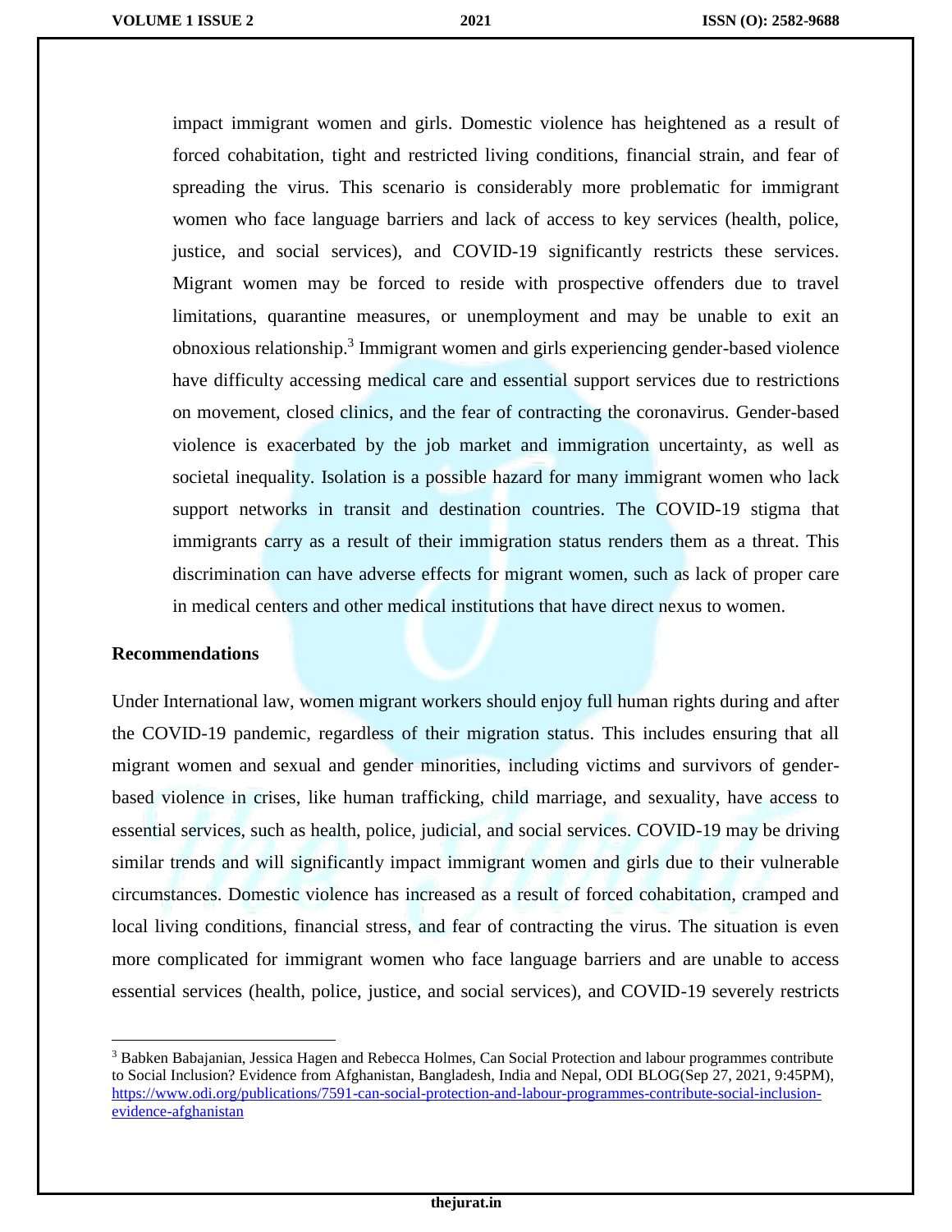impact immigrant women and girls. Domestic violence has heightened as a result of forced cohabitation, tight and restricted living conditions, financial strain, and fear of spreading the virus. This scenario is considerably more problematic for immigrant women who face language barriers and lack of access to key services (health, police, justice, and social services), and COVID-19 significantly restricts these services. Migrant women may be forced to reside with prospective offenders due to travel limitations, quarantine measures, or unemployment and may be unable to exit an obnoxious relationship.[3] Immigrant women and girls experiencing gender-based violence have difficulty accessing medical care and essential support services due to restrictions on movement, closed clinics, and the fear of contracting the coronavirus. Gender-based violence is exacerbated by the job market and immigration uncertainty, as well as societal inequality. Isolation is a possible hazard for many immigrant women who lack support networks in transit and destination countries. The COVID-19 stigma that immigrants carry as a result of their immigration status renders them as a threat. This discrimination can have adverse effects for migrant women, such as lack of proper care in medical centers and other medical institutions that have direct nexus to women.

## Recommendations

Under International law, women migrant workers should enjoy full human rights during and after the COVID-19 pandemic, regardless of their migration status. This includes ensuring that all migrant women and sexual and gender minorities, including victims and survivors of gender-based violence in crises, like human trafficking, child marriage, and sexuality, have access to essential services, such as health, police, judicial, and social services. COVID-19 may be driving similar trends and will significantly impact immigrant women and girls due to their vulnerable circumstances. Domestic violence has increased as a result of forced cohabitation, cramped and local living conditions, financial stress, and fear of contracting the virus. The situation is even more complicated for immigrant women who face language barriers and are unable to access essential services (health, police, justice, and social services), and COVID-19 severely restricts

---

[3] Babken Babajanian, Jessica Hagen and Rebecca Holmes, Can Social Protection and labour programmes contribute to Social Inclusion? Evidence from Afghanistan, Bangladesh, India and Nepal, ODI BLOG(Sep 27, 2021, 9:45PM), https://www.odi.org/publications/7591-can-social-protection-and-labour-programmes-contribute-social-inclusion-evidence-afghanistan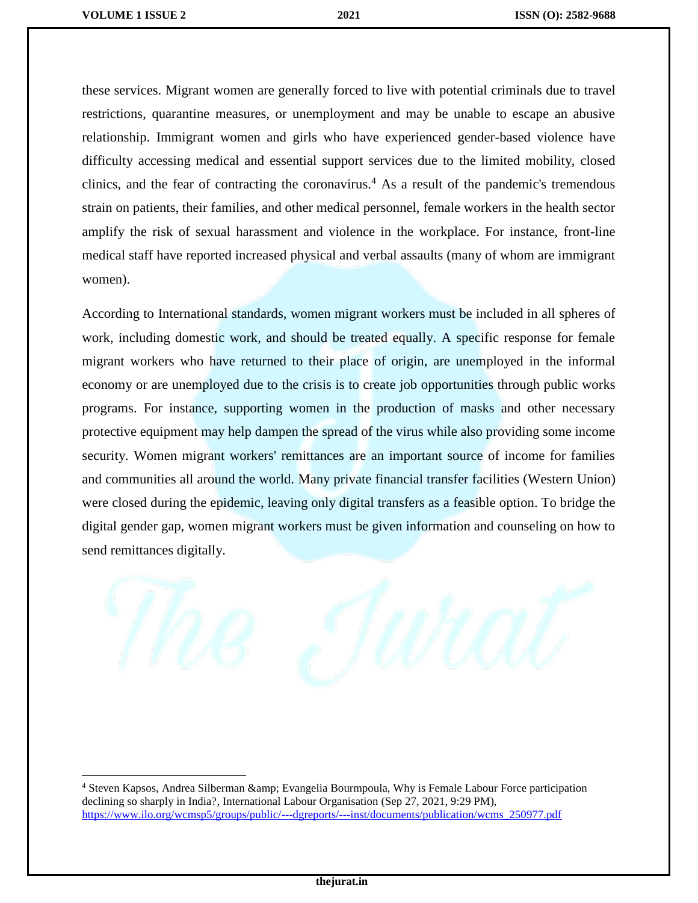these services. Migrant women are generally forced to live with potential criminals due to travel restrictions, quarantine measures, or unemployment and may be unable to escape an abusive relationship. Immigrant women and girls who have experienced gender-based violence have difficulty accessing medical and essential support services due to the limited mobility, closed clinics, and the fear of contracting the coronavirus.[4] As a result of the pandemic's tremendous strain on patients, their families, and other medical personnel, female workers in the health sector amplify the risk of sexual harassment and violence in the workplace. For instance, front-line medical staff have reported increased physical and verbal assaults (many of whom are immigrant women).

According to International standards, women migrant workers must be included in all spheres of work, including domestic work, and should be treated equally. A specific response for female migrant workers who have returned to their place of origin, are unemployed in the informal economy or are unemployed due to the crisis is to create job opportunities through public works programs. For instance, supporting women in the production of masks and other necessary protective equipment may help dampen the spread of the virus while also providing some income security. Women migrant workers' remittances are an important source of income for families and communities all around the world. Many private financial transfer facilities (Western Union) were closed during the epidemic, leaving only digital transfers as a feasible option. To bridge the digital gender gap, women migrant workers must be given information and counseling on how to send remittances digitally.

---

[4] Steven Kapsos, Andrea Silberman &amp; Evangelia Bourmpoula, Why is Female Labour Force participation declining so sharply in India?, International Labour Organisation (Sep 27, 2021, 9:29 PM), https://www.ilo.org/wcmsp5/groups/public/---dgreports/---inst/documents/publication/wcms_250977.pdf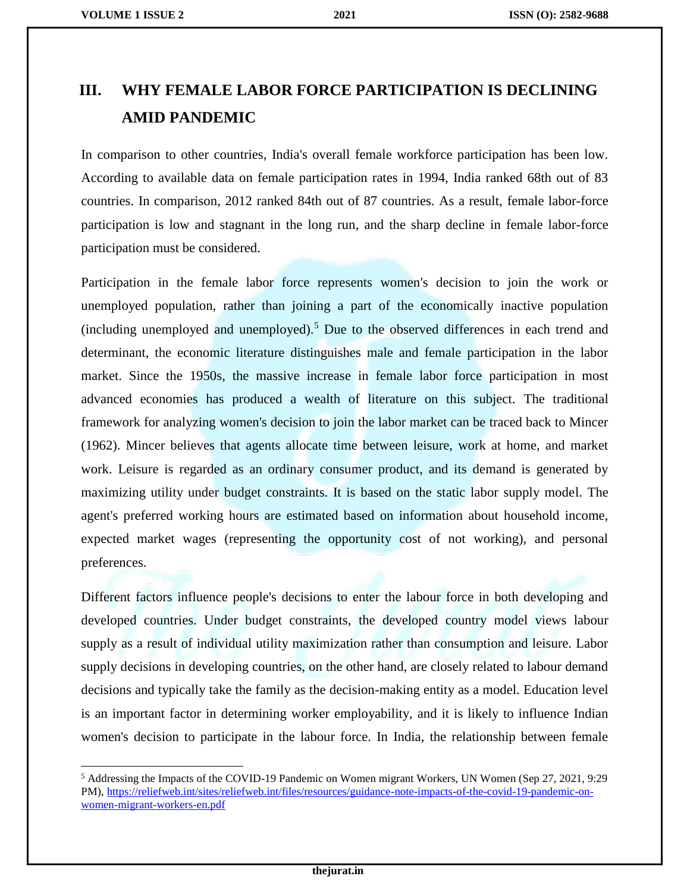## III. WHY FEMALE LABOR FORCE PARTICIPATION IS DECLINING AMID PANDEMIC

In comparison to other countries, India's overall female workforce participation has been low. According to available data on female participation rates in 1994, India ranked 68th out of 83 countries. In comparison, 2012 ranked 84th out of 87 countries. As a result, female labor-force participation is low and stagnant in the long run, and the sharp decline in female labor-force participation must be considered.

Participation in the female labor force represents women's decision to join the work or unemployed population, rather than joining a part of the economically inactive population (including unemployed and unemployed).[5] Due to the observed differences in each trend and determinant, the economic literature distinguishes male and female participation in the labor market. Since the 1950s, the massive increase in female labor force participation in most advanced economies has produced a wealth of literature on this subject. The traditional framework for analyzing women's decision to join the labor market can be traced back to Mincer (1962). Mincer believes that agents allocate time between leisure, work at home, and market work. Leisure is regarded as an ordinary consumer product, and its demand is generated by maximizing utility under budget constraints. It is based on the static labor supply model. The agent's preferred working hours are estimated based on information about household income, expected market wages (representing the opportunity cost of not working), and personal preferences.

Different factors influence people's decisions to enter the labour force in both developing and developed countries. Under budget constraints, the developed country model views labour supply as a result of individual utility maximization rather than consumption and leisure. Labor supply decisions in developing countries, on the other hand, are closely related to labour demand decisions and typically take the family as the decision-making entity as a model. Education level is an important factor in determining worker employability, and it is likely to influence Indian women's decision to participate in the labour force. In India, the relationship between female

---

[5] Addressing the Impacts of the COVID-19 Pandemic on Women migrant Workers, UN Women (Sep 27, 2021, 9:29 PM), https://reliefweb.int/sites/reliefweb.int/files/resources/guidance-note-impacts-of-the-covid-19-pandemic-on-women-migrant-workers-en.pdf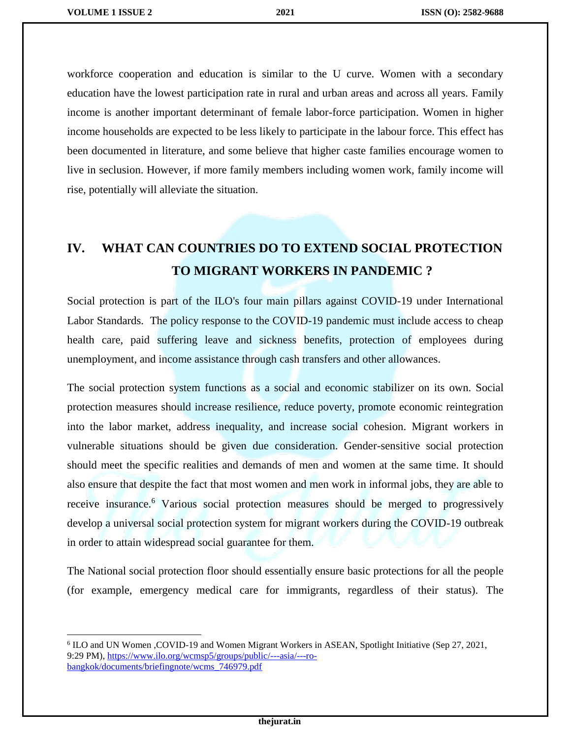workforce cooperation and education is similar to the U curve. Women with a secondary education have the lowest participation rate in rural and urban areas and across all years. Family income is another important determinant of female labor-force participation. Women in higher income households are expected to be less likely to participate in the labour force. This effect has been documented in literature, and some believe that higher caste families encourage women to live in seclusion. However, if more family members including women work, family income will rise, potentially will alleviate the situation.

## IV. WHAT CAN COUNTRIES DO TO EXTEND SOCIAL PROTECTION TO MIGRANT WORKERS IN PANDEMIC ?

Social protection is part of the ILO's four main pillars against COVID-19 under International Labor Standards. The policy response to the COVID-19 pandemic must include access to cheap health care, paid suffering leave and sickness benefits, protection of employees during unemployment, and income assistance through cash transfers and other allowances.

The social protection system functions as a social and economic stabilizer on its own. Social protection measures should increase resilience, reduce poverty, promote economic reintegration into the labor market, address inequality, and increase social cohesion. Migrant workers in vulnerable situations should be given due consideration. Gender-sensitive social protection should meet the specific realities and demands of men and women at the same time. It should also ensure that despite the fact that most women and men work in informal jobs, they are able to receive insurance.[6] Various social protection measures should be merged to progressively develop a universal social protection system for migrant workers during the COVID-19 outbreak in order to attain widespread social guarantee for them.

The National social protection floor should essentially ensure basic protections for all the people (for example, emergency medical care for immigrants, regardless of their status). The

---

[6] ILO and UN Women ,COVID-19 and Women Migrant Workers in ASEAN, Spotlight Initiative (Sep 27, 2021, 9:29 PM), https://www.ilo.org/wcmsp5/groups/public/---asia/---ro-bangkok/documents/briefingnote/wcms_746979.pdf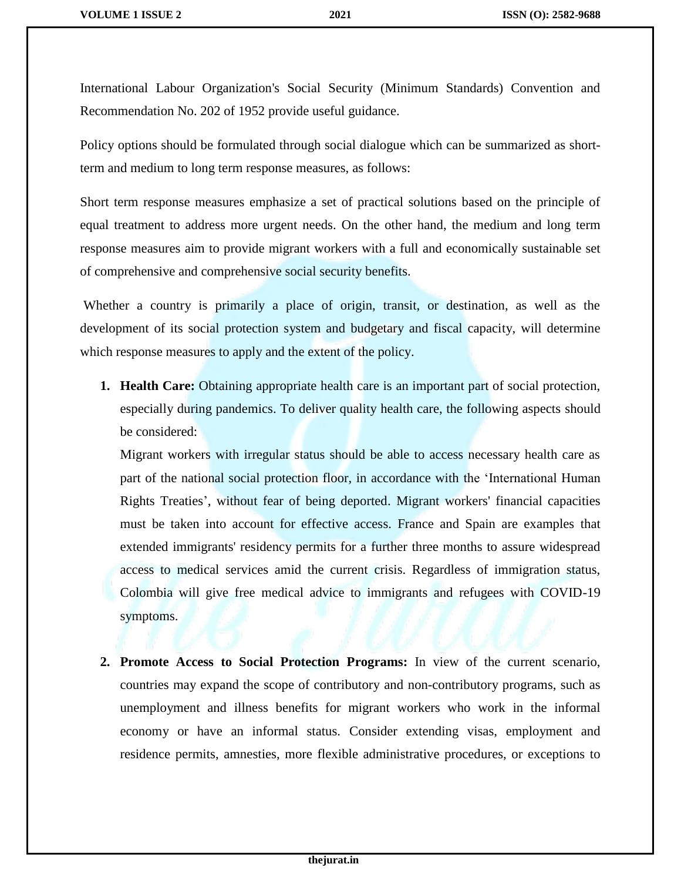International Labour Organization's Social Security (Minimum Standards) Convention and Recommendation No. 202 of 1952 provide useful guidance.

Policy options should be formulated through social dialogue which can be summarized as short-term and medium to long term response measures, as follows:

Short term response measures emphasize a set of practical solutions based on the principle of equal treatment to address more urgent needs. On the other hand, the medium and long term response measures aim to provide migrant workers with a full and economically sustainable set of comprehensive and comprehensive social security benefits.

Whether a country is primarily a place of origin, transit, or destination, as well as the development of its social protection system and budgetary and fiscal capacity, will determine which response measures to apply and the extent of the policy.

1. **Health Care:** Obtaining appropriate health care is an important part of social protection, especially during pandemics. To deliver quality health care, the following aspects should be considered:

   Migrant workers with irregular status should be able to access necessary health care as part of the national social protection floor, in accordance with the 'International Human Rights Treaties', without fear of being deported. Migrant workers' financial capacities must be taken into account for effective access. France and Spain are examples that extended immigrants' residency permits for a further three months to assure widespread access to medical services amid the current crisis. Regardless of immigration status, Colombia will give free medical advice to immigrants and refugees with COVID-19 symptoms.

2. **Promote Access to Social Protection Programs:** In view of the current scenario, countries may expand the scope of contributory and non-contributory programs, such as unemployment and illness benefits for migrant workers who work in the informal economy or have an informal status. Consider extending visas, employment and residence permits, amnesties, more flexible administrative procedures, or exceptions to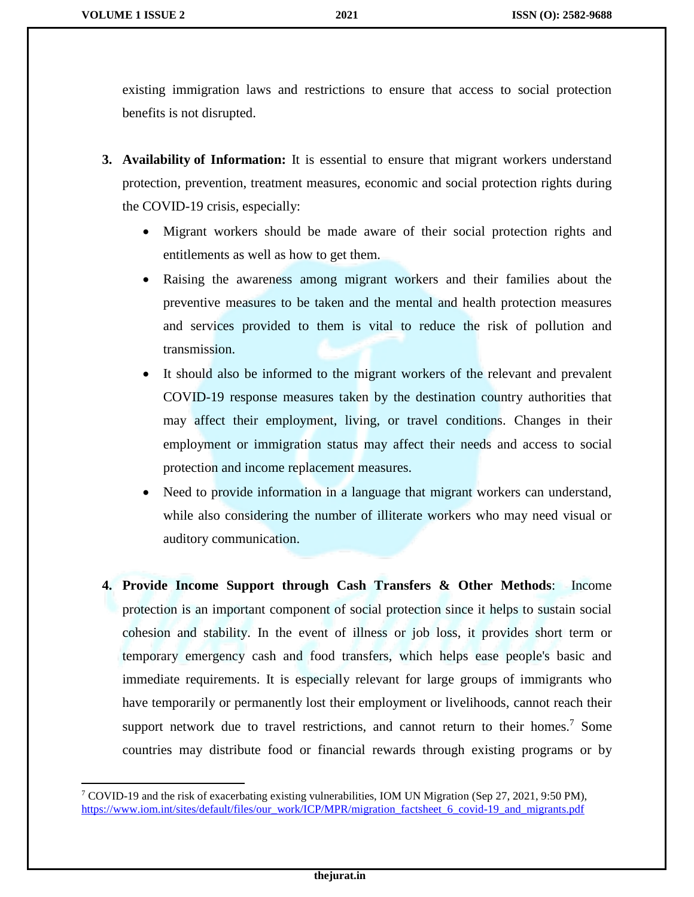existing immigration laws and restrictions to ensure that access to social protection benefits is not disrupted.

3. **Availability of Information:** It is essential to ensure that migrant workers understand protection, prevention, treatment measures, economic and social protection rights during the COVID-19 crisis, especially:
    - Migrant workers should be made aware of their social protection rights and entitlements as well as how to get them.
    - Raising the awareness among migrant workers and their families about the preventive measures to be taken and the mental and health protection measures and services provided to them is vital to reduce the risk of pollution and transmission.
    - It should also be informed to the migrant workers of the relevant and prevalent COVID-19 response measures taken by the destination country authorities that may affect their employment, living, or travel conditions. Changes in their employment or immigration status may affect their needs and access to social protection and income replacement measures.
    - Need to provide information in a language that migrant workers can understand, while also considering the number of illiterate workers who may need visual or auditory communication.

4. **Provide Income Support through Cash Transfers & Other Methods**: Income protection is an important component of social protection since it helps to sustain social cohesion and stability. In the event of illness or job loss, it provides short term or temporary emergency cash and food transfers, which helps ease people's basic and immediate requirements. It is especially relevant for large groups of immigrants who have temporarily or permanently lost their employment or livelihoods, cannot reach their support network due to travel restrictions, and cannot return to their homes.[7] Some countries may distribute food or financial rewards through existing programs or by

[7] COVID-19 and the risk of exacerbating existing vulnerabilities, IOM UN Migration (Sep 27, 2021, 9:50 PM), https://www.iom.int/sites/default/files/our_work/ICP/MPR/migration_factsheet_6_covid-19_and_migrants.pdf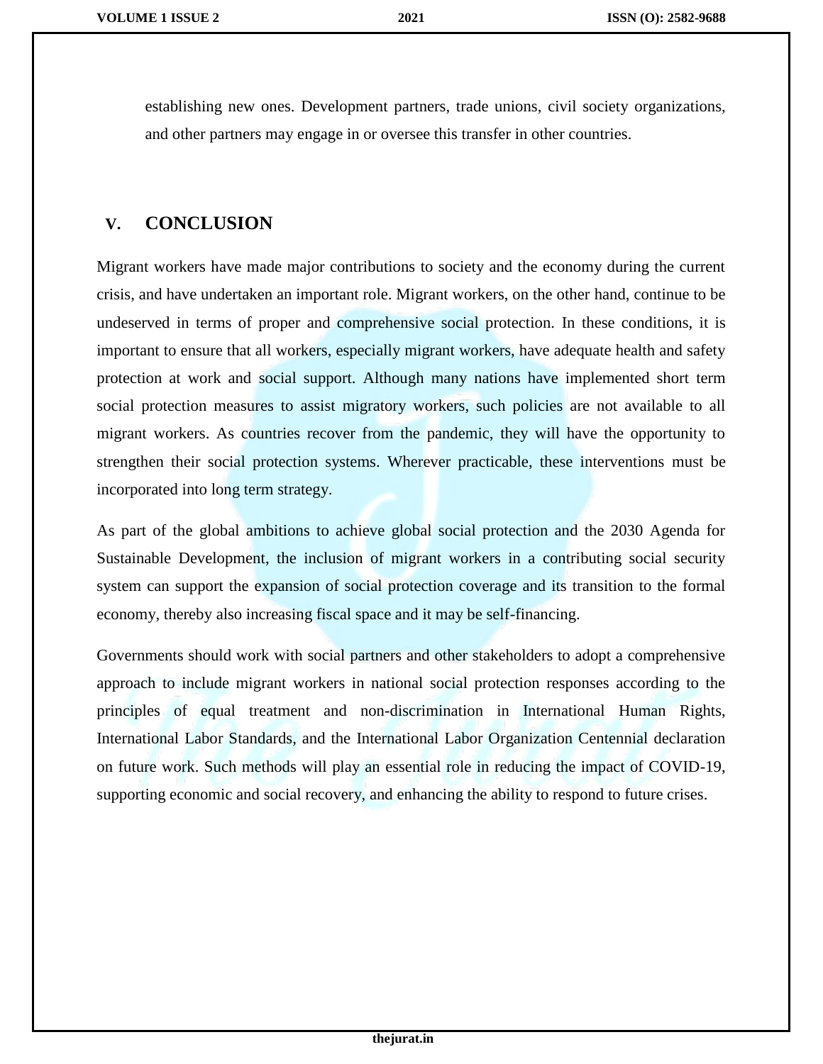establishing new ones. Development partners, trade unions, civil society organizations, and other partners may engage in or oversee this transfer in other countries.

## V. CONCLUSION

Migrant workers have made major contributions to society and the economy during the current crisis, and have undertaken an important role. Migrant workers, on the other hand, continue to be undeserved in terms of proper and comprehensive social protection. In these conditions, it is important to ensure that all workers, especially migrant workers, have adequate health and safety protection at work and social support. Although many nations have implemented short term social protection measures to assist migratory workers, such policies are not available to all migrant workers. As countries recover from the pandemic, they will have the opportunity to strengthen their social protection systems. Wherever practicable, these interventions must be incorporated into long term strategy.

As part of the global ambitions to achieve global social protection and the 2030 Agenda for Sustainable Development, the inclusion of migrant workers in a contributing social security system can support the expansion of social protection coverage and its transition to the formal economy, thereby also increasing fiscal space and it may be self-financing.

Governments should work with social partners and other stakeholders to adopt a comprehensive approach to include migrant workers in national social protection responses according to the principles of equal treatment and non-discrimination in International Human Rights, International Labor Standards, and the International Labor Organization Centennial declaration on future work. Such methods will play an essential role in reducing the impact of COVID-19, supporting economic and social recovery, and enhancing the ability to respond to future crises.